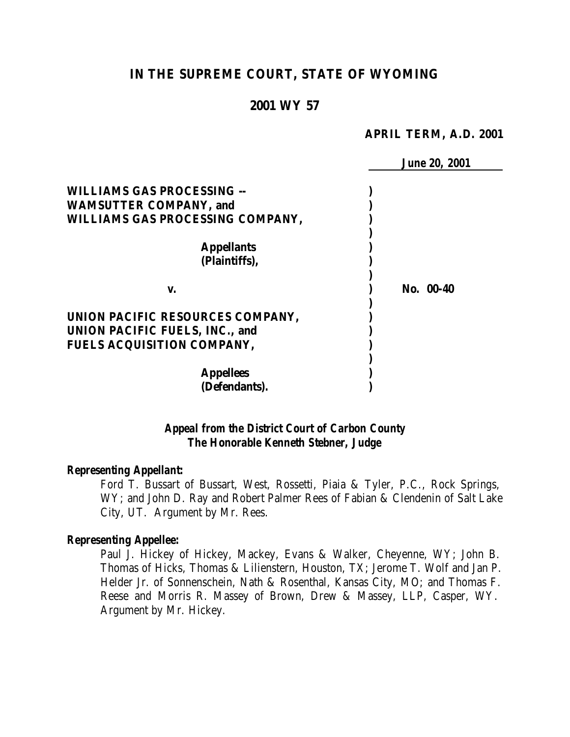# IN THE SUPREME COURT, STATE OF WYOMING

## 2001 WY 57

**APRIL TERM, A.D. 2001**

***June 20, 2001***

**WILLIAMS GAS PROCESSING -- WAMSUTTER COMPANY, and WILLIAMS GAS PROCESSING COMPANY,**

**Appellants (Plaintiffs),**

**v.**

**UNION PACIFIC RESOURCES COMPANY, UNION PACIFIC FUELS, INC., and FUELS ACQUISITION COMPANY,**

**Appellees (Defendants).**

**No. 00-40**

***Appeal from the District Court of Carbon County***
***The Honorable Kenneth Stebner, Judge***

***Representing Appellant:***

Ford T. Bussart of Bussart, West, Rossetti, Piaia & Tyler, P.C., Rock Springs, WY; and John D. Ray and Robert Palmer Rees of Fabian & Clendenin of Salt Lake City, UT. Argument by Mr. Rees.

***Representing Appellee:***

Paul J. Hickey of Hickey, Mackey, Evans & Walker, Cheyenne, WY; John B. Thomas of Hicks, Thomas & Lilienstern, Houston, TX; Jerome T. Wolf and Jan P. Helder Jr. of Sonnenschein, Nath & Rosenthal, Kansas City, MO; and Thomas F. Reese and Morris R. Massey of Brown, Drew & Massey, LLP, Casper, WY. Argument by Mr. Hickey.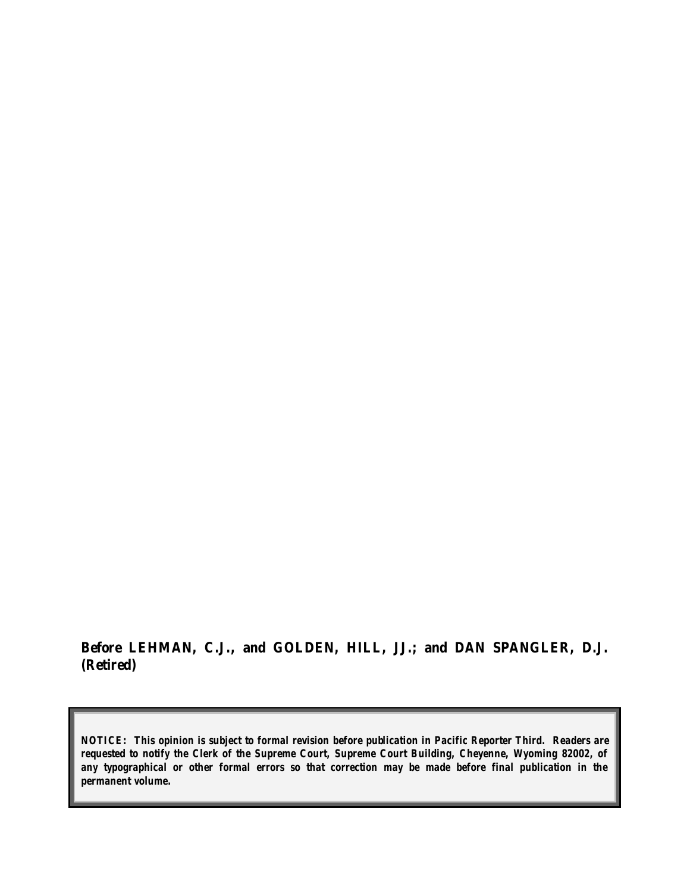**Before LEHMAN, C.J., and GOLDEN, HILL, JJ.; and DAN SPANGLER, D.J. (Retired)**

> ***NOTICE: This opinion is subject to formal revision before publication in Pacific Reporter Third. Readers are requested to notify the Clerk of the Supreme Court, Supreme Court Building, Cheyenne, Wyoming 82002, of any typographical or other formal errors so that correction may be made before final publication in the permanent volume.***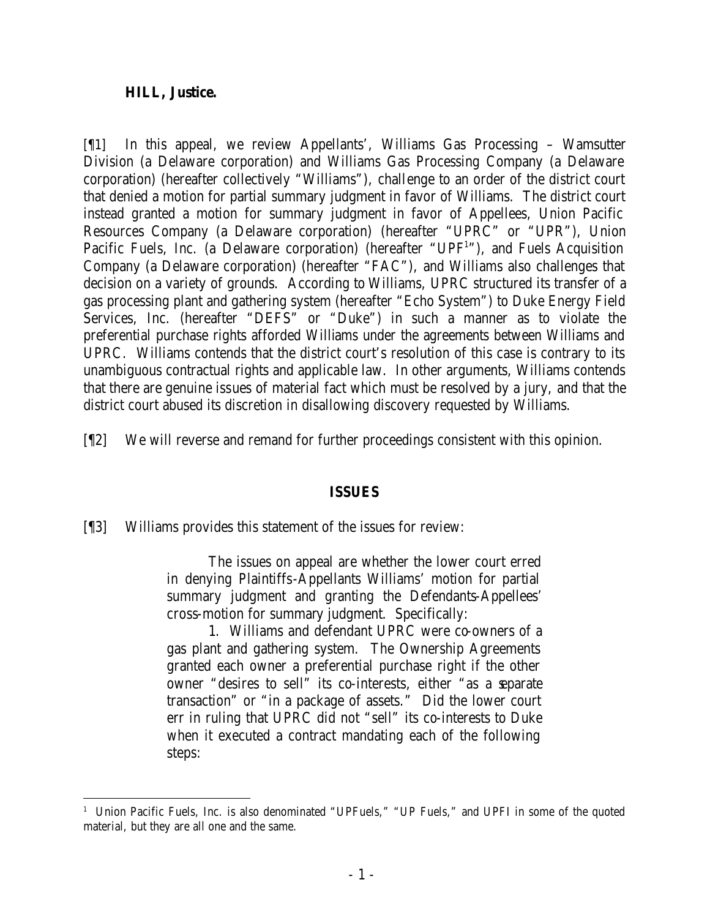**HILL, Justice.**

[¶1] In this appeal, we review Appellants', Williams Gas Processing – Wamsutter Division (a Delaware corporation) and Williams Gas Processing Company (a Delaware corporation) (hereafter collectively "Williams"), challenge to an order of the district court that denied a motion for partial summary judgment in favor of Williams. The district court instead granted a motion for summary judgment in favor of Appellees, Union Pacific Resources Company (a Delaware corporation) (hereafter "UPRC" or "UPR"), Union Pacific Fuels, Inc. (a Delaware corporation) (hereafter "UPF[1]"), and Fuels Acquisition Company (a Delaware corporation) (hereafter "FAC"), and Williams also challenges that decision on a variety of grounds. According to Williams, UPRC structured its transfer of a gas processing plant and gathering system (hereafter "Echo System") to Duke Energy Field Services, Inc. (hereafter "DEFS" or "Duke") in such a manner as to violate the preferential purchase rights afforded Williams under the agreements between Williams and UPRC. Williams contends that the district court's resolution of this case is contrary to its unambiguous contractual rights and applicable law. In other arguments, Williams contends that there are genuine issues of material fact which must be resolved by a jury, and that the district court abused its discretion in disallowing discovery requested by Williams.

[¶2] We will reverse and remand for further proceedings consistent with this opinion.

## ISSUES

[¶3] Williams provides this statement of the issues for review:

> The issues on appeal are whether the lower court erred in denying Plaintiffs-Appellants Williams' motion for partial summary judgment and granting the Defendants-Appellees' cross-motion for summary judgment. Specifically:
>
> 1. Williams and defendant UPRC were co-owners of a gas plant and gathering system. The Ownership Agreements granted each owner a preferential purchase right if the other owner "desires to sell" its co-interests, either "as a separate transaction" or "in a package of assets." Did the lower court err in ruling that UPRC did not "sell" its co-interests to Duke when it executed a contract mandating each of the following steps:

[1] Union Pacific Fuels, Inc. is also denominated "UPFuels," "UP Fuels," and UPFI in some of the quoted material, but they are all one and the same.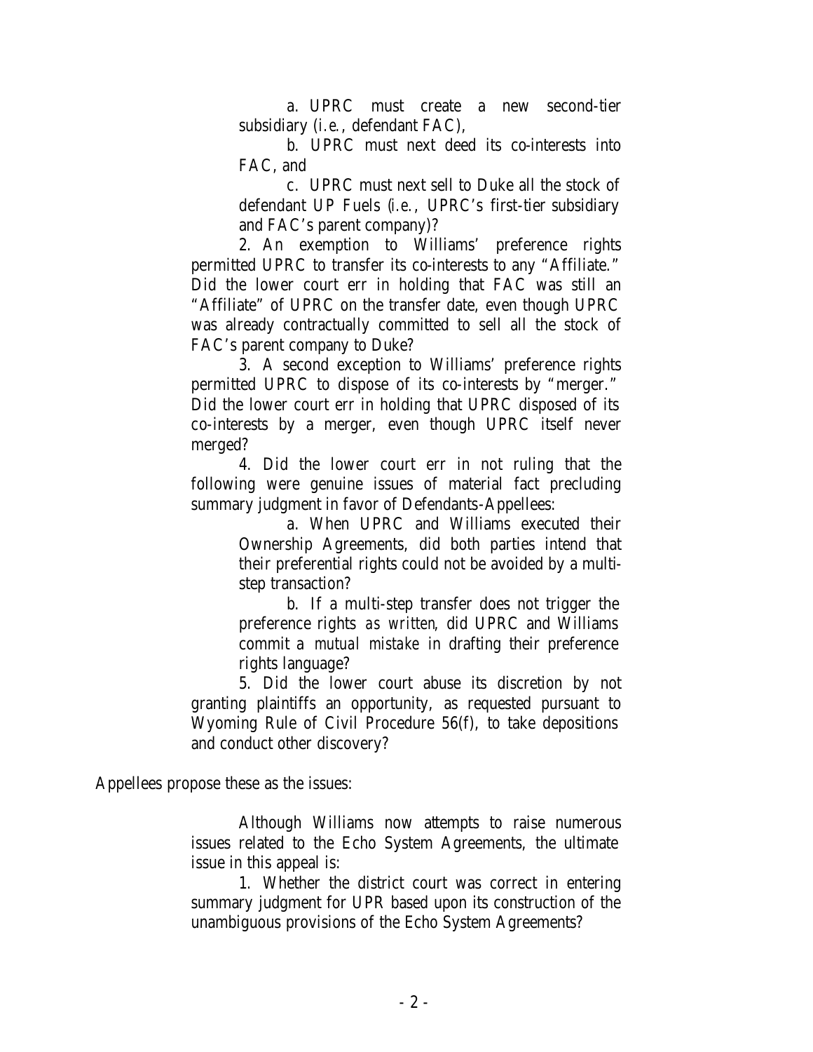a. UPRC must create a new second-tier subsidiary (*i.e.*, defendant FAC),

b. UPRC must next deed its co-interests into FAC, and

c. UPRC must next sell to Duke all the stock of defendant UP Fuels (*i.e.*, UPRC's first-tier subsidiary and FAC's parent company)?

2. An exemption to Williams' preference rights permitted UPRC to transfer its co-interests to any "Affiliate." Did the lower court err in holding that FAC was still an "Affiliate" of UPRC on the transfer date, even though UPRC was already contractually committed to sell all the stock of FAC's parent company to Duke?

3. A second exception to Williams' preference rights permitted UPRC to dispose of its co-interests by "merger." Did the lower court err in holding that UPRC disposed of its co-interests by a merger, even though UPRC itself never merged?

4. Did the lower court err in not ruling that the following were genuine issues of material fact precluding summary judgment in favor of Defendants-Appellees:

a. When UPRC and Williams executed their Ownership Agreements, did both parties intend that their preferential rights could not be avoided by a multi-step transaction?

b. If a multi-step transfer does not trigger the preference rights *as written*, did UPRC and Williams commit a *mutual mistake* in drafting their preference rights language?

5. Did the lower court abuse its discretion by not granting plaintiffs an opportunity, as requested pursuant to Wyoming Rule of Civil Procedure 56(f), to take depositions and conduct other discovery?

Appellees propose these as the issues:

Although Williams now attempts to raise numerous issues related to the Echo System Agreements, the ultimate issue in this appeal is:

1. Whether the district court was correct in entering summary judgment for UPR based upon its construction of the unambiguous provisions of the Echo System Agreements?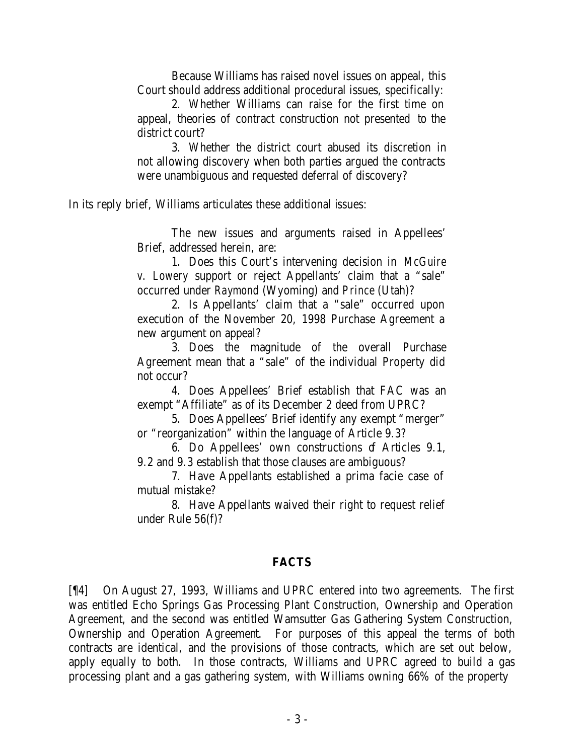Because Williams has raised novel issues on appeal, this Court should address additional procedural issues, specifically:

2. Whether Williams can raise for the first time on appeal, theories of contract construction not presented to the district court?

3. Whether the district court abused its discretion in not allowing discovery when both parties argued the contracts were unambiguous and requested deferral of discovery?

In its reply brief, Williams articulates these additional issues:

The new issues and arguments raised in Appellees' Brief, addressed herein, are:

1. Does this Court's intervening decision in *McGuire v. Lowery* support or reject Appellants' claim that a "sale" occurred under *Raymond* (Wyoming) and *Prince* (Utah)?

2. Is Appellants' claim that a "sale" occurred upon execution of the November 20, 1998 Purchase Agreement a new argument on appeal?

3. Does the magnitude of the overall Purchase Agreement mean that a "sale" of the individual Property did not occur?

4. Does Appellees' Brief establish that FAC was an exempt "Affiliate" as of its December 2 deed from UPRC?

5. Does Appellees' Brief identify any exempt "merger" or "reorganization" within the language of Article 9.3?

6. Do Appellees' own constructions of Articles 9.1, 9.2 and 9.3 establish that those clauses are ambiguous?

7. Have Appellants established a prima facie case of mutual mistake?

8. Have Appellants waived their right to request relief under Rule 56(f)?

## FACTS

[¶4] On August 27, 1993, Williams and UPRC entered into two agreements. The first was entitled Echo Springs Gas Processing Plant Construction, Ownership and Operation Agreement, and the second was entitled Wamsutter Gas Gathering System Construction, Ownership and Operation Agreement. For purposes of this appeal the terms of both contracts are identical, and the provisions of those contracts, which are set out below, apply equally to both. In those contracts, Williams and UPRC agreed to build a gas processing plant and a gas gathering system, with Williams owning 66% of the property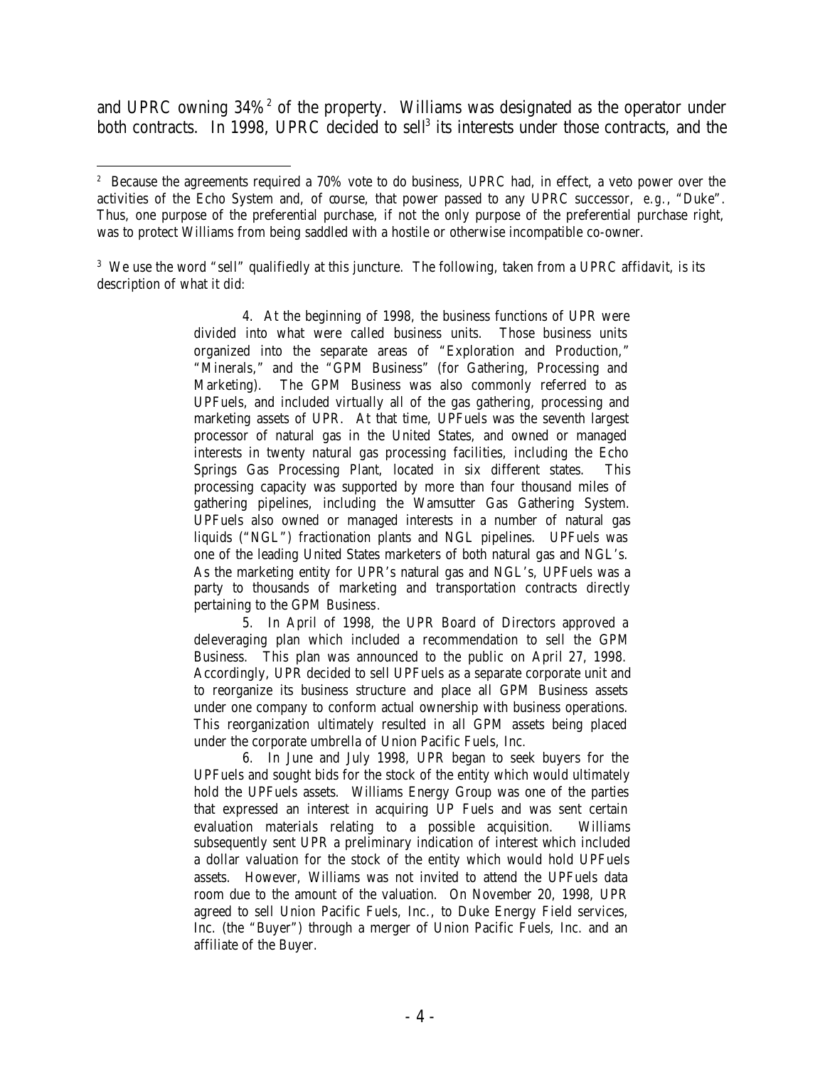and UPRC owning 34%[2] of the property. Williams was designated as the operator under both contracts. In 1998, UPRC decided to sell[3] its interests under those contracts, and the

---

[2] Because the agreements required a 70% vote to do business, UPRC had, in effect, a veto power over the activities of the Echo System and, of course, that power passed to any UPRC successor, *e.g.*, "Duke". Thus, one purpose of the preferential purchase, if not the only purpose of the preferential purchase right, was to protect Williams from being saddled with a hostile or otherwise incompatible co-owner.

[3] We use the word "sell" qualifiedly at this juncture. The following, taken from a UPRC affidavit, is its description of what it did:

> 4. At the beginning of 1998, the business functions of UPR were divided into what were called business units. Those business units organized into the separate areas of "Exploration and Production," "Minerals," and the "GPM Business" (for Gathering, Processing and Marketing). The GPM Business was also commonly referred to as UPFuels, and included virtually all of the gas gathering, processing and marketing assets of UPR. At that time, UPFuels was the seventh largest processor of natural gas in the United States, and owned or managed interests in twenty natural gas processing facilities, including the Echo Springs Gas Processing Plant, located in six different states. This processing capacity was supported by more than four thousand miles of gathering pipelines, including the Wamsutter Gas Gathering System. UPFuels also owned or managed interests in a number of natural gas liquids ("NGL") fractionation plants and NGL pipelines. UPFuels was one of the leading United States marketers of both natural gas and NGL's. As the marketing entity for UPR's natural gas and NGL's, UPFuels was a party to thousands of marketing and transportation contracts directly pertaining to the GPM Business.
>
> 5. In April of 1998, the UPR Board of Directors approved a deleveraging plan which included a recommendation to sell the GPM Business. This plan was announced to the public on April 27, 1998. Accordingly, UPR decided to sell UPFuels as a separate corporate unit and to reorganize its business structure and place all GPM Business assets under one company to conform actual ownership with business operations. This reorganization ultimately resulted in all GPM assets being placed under the corporate umbrella of Union Pacific Fuels, Inc.
>
> 6. In June and July 1998, UPR began to seek buyers for the UPFuels and sought bids for the stock of the entity which would ultimately hold the UPFuels assets. Williams Energy Group was one of the parties that expressed an interest in acquiring UP Fuels and was sent certain evaluation materials relating to a possible acquisition. Williams subsequently sent UPR a preliminary indication of interest which included a dollar valuation for the stock of the entity which would hold UPFuels assets. However, Williams was not invited to attend the UPFuels data room due to the amount of the valuation. On November 20, 1998, UPR agreed to sell Union Pacific Fuels, Inc., to Duke Energy Field services, Inc. (the "Buyer") through a merger of Union Pacific Fuels, Inc. and an affiliate of the Buyer.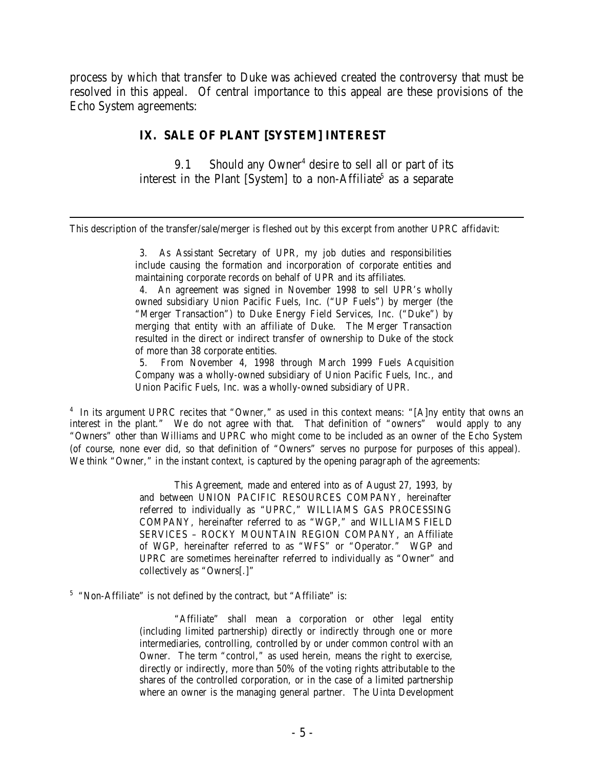process by which that transfer to Duke was achieved created the controversy that must be resolved in this appeal. Of central importance to this appeal are these provisions of the Echo System agreements:

### IX. SALE OF PLANT [SYSTEM] INTEREST

> 9.1 Should any Owner[4] desire to sell all or part of its interest in the Plant [System] to a non-Affiliate[5] as a separate

---

This description of the transfer/sale/merger is fleshed out by this excerpt from another UPRC affidavit:

> 3. As Assistant Secretary of UPR, my job duties and responsibilities include causing the formation and incorporation of corporate entities and maintaining corporate records on behalf of UPR and its affiliates.
>
> 4. An agreement was signed in November 1998 to sell UPR's wholly owned subsidiary Union Pacific Fuels, Inc. ("UP Fuels") by merger (the "Merger Transaction") to Duke Energy Field Services, Inc. ("Duke") by merging that entity with an affiliate of Duke. The Merger Transaction resulted in the direct or indirect transfer of ownership to Duke of the stock of more than 38 corporate entities.
>
> 5. From November 4, 1998 through March 1999 Fuels Acquisition Company was a wholly-owned subsidiary of Union Pacific Fuels, Inc., and Union Pacific Fuels, Inc. was a wholly-owned subsidiary of UPR.

[4] In its argument UPRC recites that "Owner," as used in this context means: "[A]ny entity that owns an interest in the plant." We do not agree with that. That definition of "owners" would apply to any "Owners" other than Williams and UPRC who might come to be included as an owner of the Echo System (of course, none ever did, so that definition of "Owners" serves no purpose for purposes of this appeal). We think "Owner," in the instant context, is captured by the opening paragraph of the agreements:

> This Agreement, made and entered into as of August 27, 1993, by and between UNION PACIFIC RESOURCES COMPANY, hereinafter referred to individually as "UPRC," WILLIAMS GAS PROCESSING COMPANY, hereinafter referred to as "WGP," and WILLIAMS FIELD SERVICES – ROCKY MOUNTAIN REGION COMPANY, an Affiliate of WGP, hereinafter referred to as "WFS" or "Operator." WGP and UPRC are sometimes hereinafter referred to individually as "Owner" and collectively as "Owners[.]"

[5] "Non-Affiliate" is not defined by the contract, but "Affiliate" is:

> "Affiliate" shall mean a corporation or other legal entity (including limited partnership) directly or indirectly through one or more intermediaries, controlling, controlled by or under common control with an Owner. The term "control," as used herein, means the right to exercise, directly or indirectly, more than 50% of the voting rights attributable to the shares of the controlled corporation, or in the case of a limited partnership where an owner is the managing general partner. The Uinta Development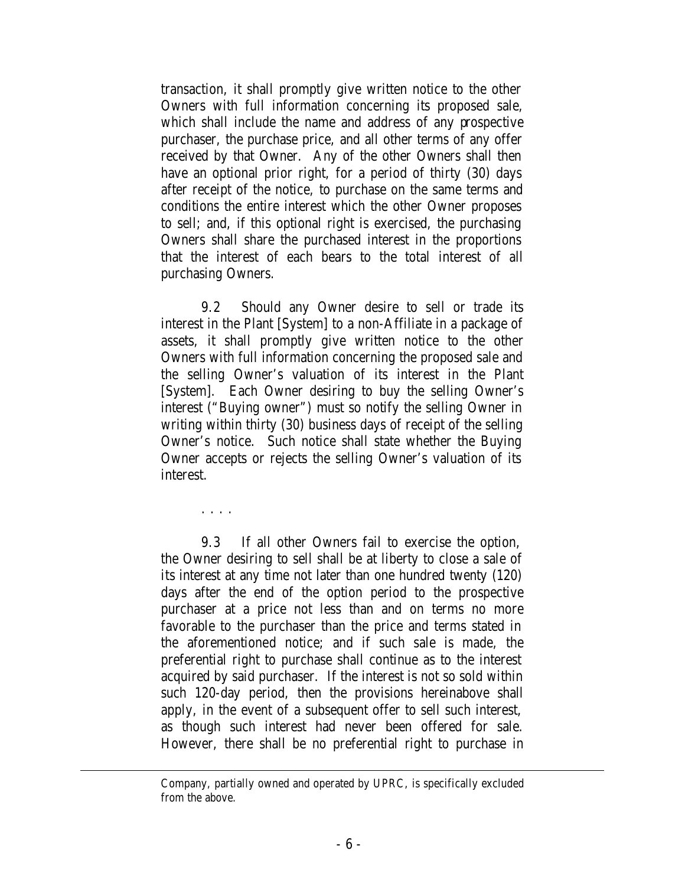transaction, it shall promptly give written notice to the other Owners with full information concerning its proposed sale, which shall include the name and address of any prospective purchaser, the purchase price, and all other terms of any offer received by that Owner. Any of the other Owners shall then have an optional prior right, for a period of thirty (30) days after receipt of the notice, to purchase on the same terms and conditions the entire interest which the other Owner proposes to sell; and, if this optional right is exercised, the purchasing Owners shall share the purchased interest in the proportions that the interest of each bears to the total interest of all purchasing Owners.

9.2 Should any Owner desire to sell or trade its interest in the Plant [System] to a non-Affiliate in a package of assets, it shall promptly give written notice to the other Owners with full information concerning the proposed sale and the selling Owner's valuation of its interest in the Plant [System]. Each Owner desiring to buy the selling Owner's interest ("Buying owner") must so notify the selling Owner in writing within thirty (30) business days of receipt of the selling Owner's notice. Such notice shall state whether the Buying Owner accepts or rejects the selling Owner's valuation of its interest.

. . . .

9.3 If all other Owners fail to exercise the option, the Owner desiring to sell shall be at liberty to close a sale of its interest at any time not later than one hundred twenty (120) days after the end of the option period to the prospective purchaser at a price not less than and on terms no more favorable to the purchaser than the price and terms stated in the aforementioned notice; and if such sale is made, the preferential right to purchase shall continue as to the interest acquired by said purchaser. If the interest is not so sold within such 120-day period, then the provisions hereinabove shall apply, in the event of a subsequent offer to sell such interest, as though such interest had never been offered for sale. However, there shall be no preferential right to purchase in

---

Company, partially owned and operated by UPRC, is specifically excluded from the above.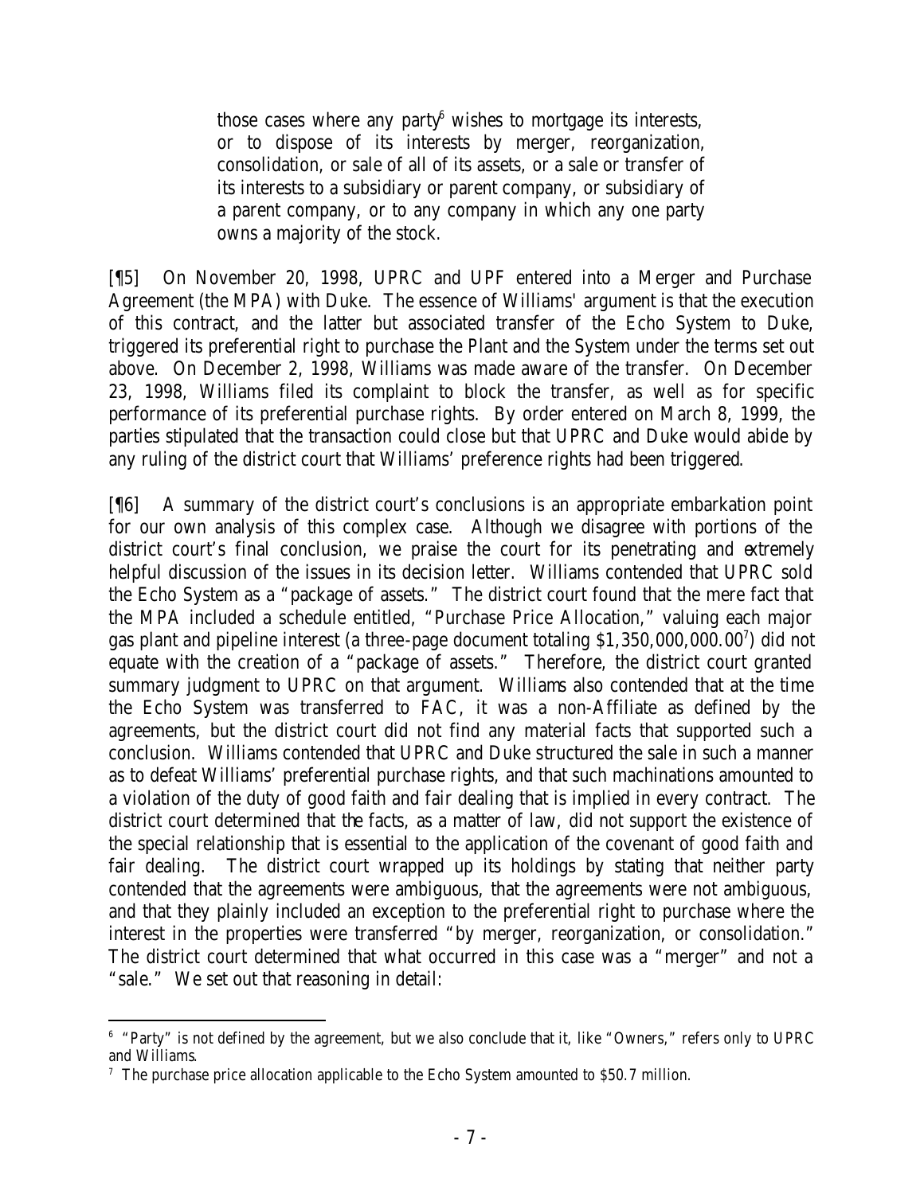> those cases where any party[6] wishes to mortgage its interests, or to dispose of its interests by merger, reorganization, consolidation, or sale of all of its assets, or a sale or transfer of its interests to a subsidiary or parent company, or subsidiary of a parent company, or to any company in which any one party owns a majority of the stock.

[¶5] On November 20, 1998, UPRC and UPF entered into a Merger and Purchase Agreement (the MPA) with Duke. The essence of Williams' argument is that the execution of this contract, and the latter but associated transfer of the Echo System to Duke, triggered its preferential right to purchase the Plant and the System under the terms set out above. On December 2, 1998, Williams was made aware of the transfer. On December 23, 1998, Williams filed its complaint to block the transfer, as well as for specific performance of its preferential purchase rights. By order entered on March 8, 1999, the parties stipulated that the transaction could close but that UPRC and Duke would abide by any ruling of the district court that Williams' preference rights had been triggered.

[¶6] A summary of the district court's conclusions is an appropriate embarkation point for our own analysis of this complex case. Although we disagree with portions of the district court's final conclusion, we praise the court for its penetrating and extremely helpful discussion of the issues in its decision letter. Williams contended that UPRC sold the Echo System as a "package of assets." The district court found that the mere fact that the MPA included a schedule entitled, "Purchase Price Allocation," valuing each major gas plant and pipeline interest (a three-page document totaling $1,350,000,000.00[7]) did not equate with the creation of a "package of assets." Therefore, the district court granted summary judgment to UPRC on that argument. Williams also contended that at the time the Echo System was transferred to FAC, it was a non-Affiliate as defined by the agreements, but the district court did not find any material facts that supported such a conclusion. Williams contended that UPRC and Duke structured the sale in such a manner as to defeat Williams' preferential purchase rights, and that such machinations amounted to a violation of the duty of good faith and fair dealing that is implied in every contract. The district court determined that the facts, as a matter of law, did not support the existence of the special relationship that is essential to the application of the covenant of good faith and fair dealing. The district court wrapped up its holdings by stating that neither party contended that the agreements were ambiguous, that the agreements were not ambiguous, and that they plainly included an exception to the preferential right to purchase where the interest in the properties were transferred "by merger, reorganization, or consolidation." The district court determined that what occurred in this case was a "merger" and not a "sale." We set out that reasoning in detail:

---

[6] "Party" is not defined by the agreement, but we also conclude that it, like "Owners," refers only to UPRC and Williams.

[7] The purchase price allocation applicable to the Echo System amounted to $50.7 million.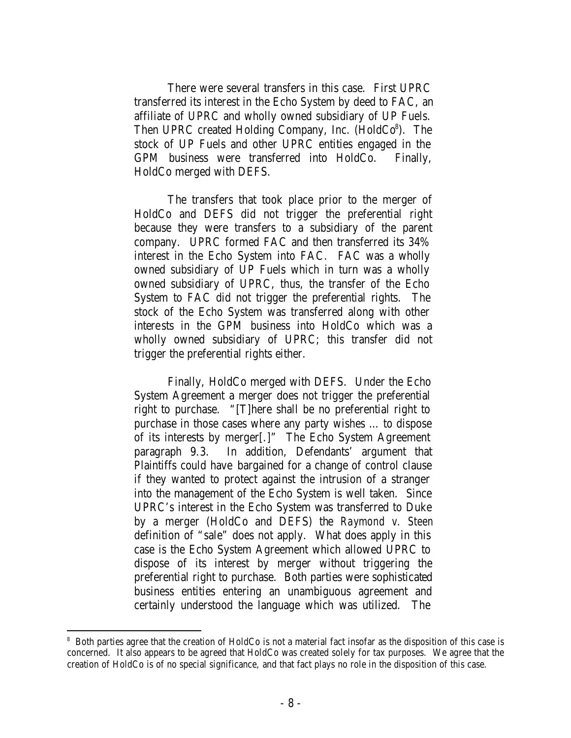There were several transfers in this case. First UPRC transferred its interest in the Echo System by deed to FAC, an affiliate of UPRC and wholly owned subsidiary of UP Fuels. Then UPRC created Holding Company, Inc. (HoldCo[8]). The stock of UP Fuels and other UPRC entities engaged in the GPM business were transferred into HoldCo. Finally, HoldCo merged with DEFS.

The transfers that took place prior to the merger of HoldCo and DEFS did not trigger the preferential right because they were transfers to a subsidiary of the parent company. UPRC formed FAC and then transferred its 34% interest in the Echo System into FAC. FAC was a wholly owned subsidiary of UP Fuels which in turn was a wholly owned subsidiary of UPRC, thus, the transfer of the Echo System to FAC did not trigger the preferential rights. The stock of the Echo System was transferred along with other interests in the GPM business into HoldCo which was a wholly owned subsidiary of UPRC; this transfer did not trigger the preferential rights either.

Finally, HoldCo merged with DEFS. Under the Echo System Agreement a merger does not trigger the preferential right to purchase. "[T]here shall be no preferential right to purchase in those cases where any party wishes ... to dispose of its interests by merger[.]" The Echo System Agreement paragraph 9.3. In addition, Defendants' argument that Plaintiffs could have bargained for a change of control clause if they wanted to protect against the intrusion of a stranger into the management of the Echo System is well taken. Since UPRC's interest in the Echo System was transferred to Duke by a merger (HoldCo and DEFS) the *Raymond v. Steen* definition of "sale" does not apply. What does apply in this case is the Echo System Agreement which allowed UPRC to dispose of its interest by merger without triggering the preferential right to purchase. Both parties were sophisticated business entities entering an unambiguous agreement and certainly understood the language which was utilized. The

[8] Both parties agree that the creation of HoldCo is not a material fact insofar as the disposition of this case is concerned. It also appears to be agreed that HoldCo was created solely for tax purposes. We agree that the creation of HoldCo is of no special significance, and that fact plays no role in the disposition of this case.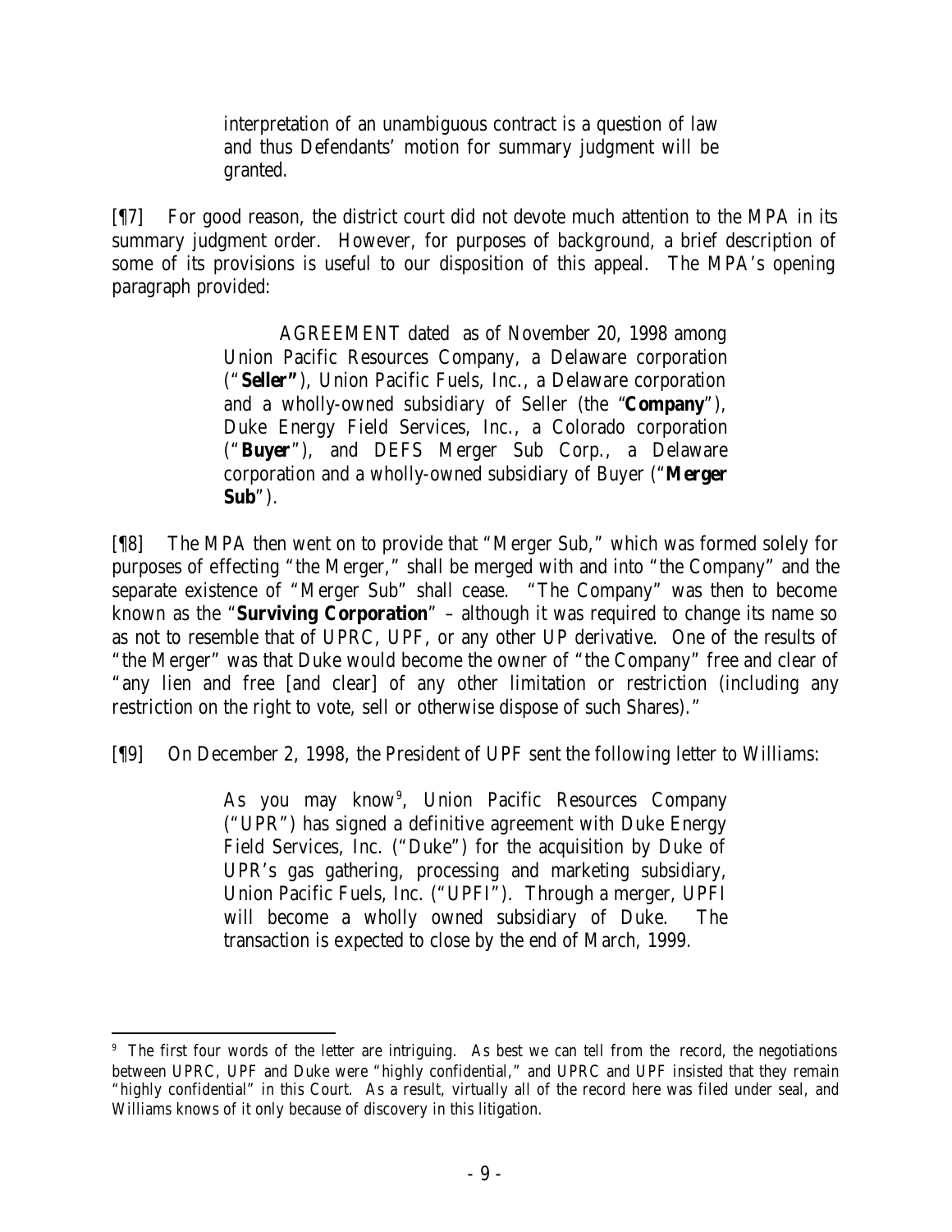> interpretation of an unambiguous contract is a question of law and thus Defendants' motion for summary judgment will be granted.

[¶7] For good reason, the district court did not devote much attention to the MPA in its summary judgment order. However, for purposes of background, a brief description of some of its provisions is useful to our disposition of this appeal. The MPA's opening paragraph provided:

> AGREEMENT dated as of November 20, 1998 among Union Pacific Resources Company, a Delaware corporation ("**Seller**"), Union Pacific Fuels, Inc., a Delaware corporation and a wholly-owned subsidiary of Seller (the "**Company**"), Duke Energy Field Services, Inc., a Colorado corporation ("**Buyer**"), and DEFS Merger Sub Corp., a Delaware corporation and a wholly-owned subsidiary of Buyer ("**Merger Sub**").

[¶8] The MPA then went on to provide that "Merger Sub," which was formed solely for purposes of effecting "the Merger," shall be merged with and into "the Company" and the separate existence of "Merger Sub" shall cease. "The Company" was then to become known as the "**Surviving Corporation**" – although it was required to change its name so as not to resemble that of UPRC, UPF, or any other UP derivative. One of the results of "the Merger" was that Duke would become the owner of "the Company" free and clear of "any lien and free [and clear] of any other limitation or restriction (including any restriction on the right to vote, sell or otherwise dispose of such Shares)."

[¶9] On December 2, 1998, the President of UPF sent the following letter to Williams:

> As you may know[9], Union Pacific Resources Company ("UPR") has signed a definitive agreement with Duke Energy Field Services, Inc. ("Duke") for the acquisition by Duke of UPR's gas gathering, processing and marketing subsidiary, Union Pacific Fuels, Inc. ("UPFI"). Through a merger, UPFI will become a wholly owned subsidiary of Duke. The transaction is expected to close by the end of March, 1999.

---

[9] The first four words of the letter are intriguing. As best we can tell from the record, the negotiations between UPRC, UPF and Duke were "highly confidential," and UPRC and UPF insisted that they remain "highly confidential" in this Court. As a result, virtually all of the record here was filed under seal, and Williams knows of it only because of discovery in this litigation.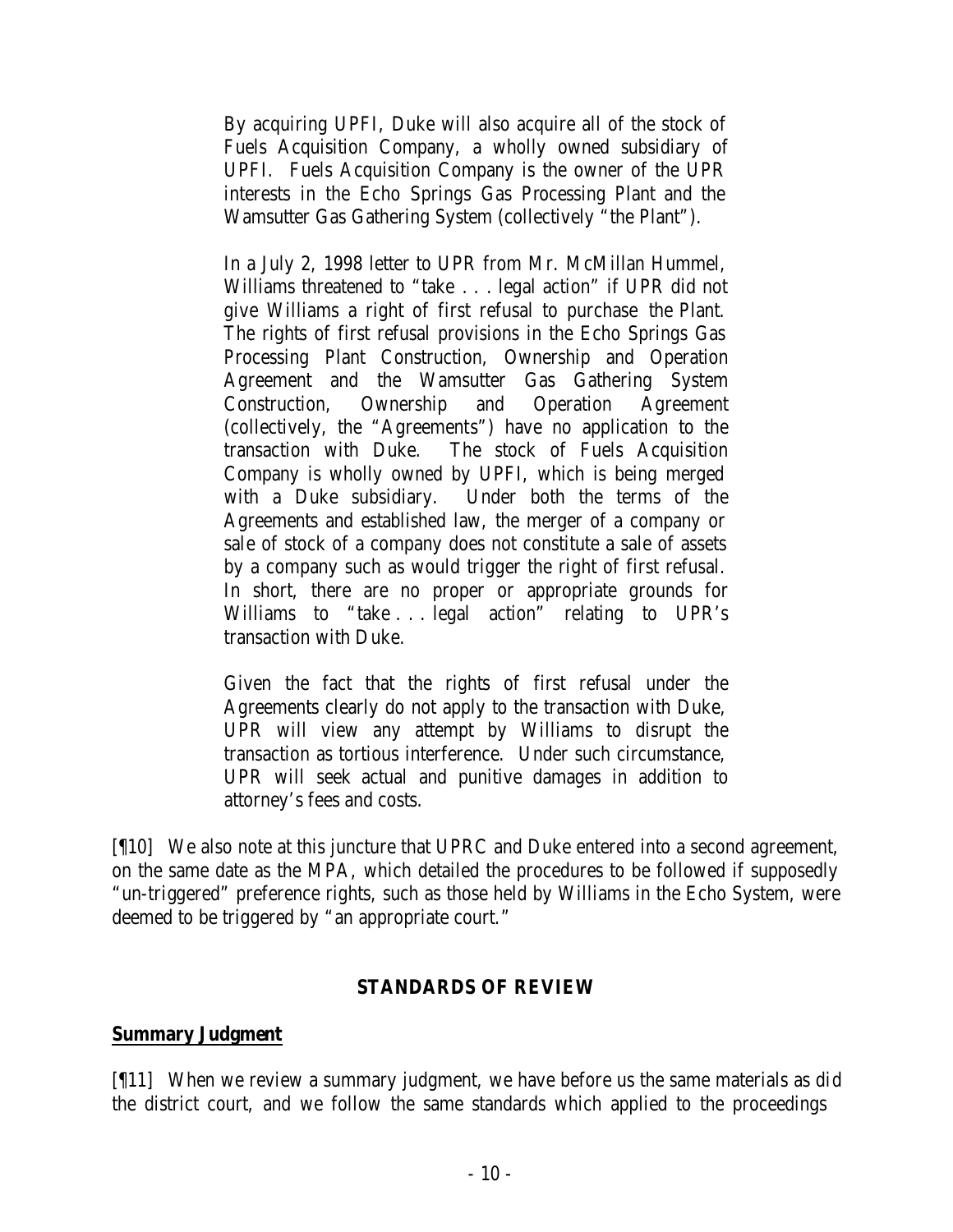> By acquiring UPFI, Duke will also acquire all of the stock of Fuels Acquisition Company, a wholly owned subsidiary of UPFI. Fuels Acquisition Company is the owner of the UPR interests in the Echo Springs Gas Processing Plant and the Wamsutter Gas Gathering System (collectively "the Plant").
>
> In a July 2, 1998 letter to UPR from Mr. McMillan Hummel, Williams threatened to "take . . . legal action" if UPR did not give Williams a right of first refusal to purchase the Plant. The rights of first refusal provisions in the Echo Springs Gas Processing Plant Construction, Ownership and Operation Agreement and the Wamsutter Gas Gathering System Construction, Ownership and Operation Agreement (collectively, the "Agreements") have no application to the transaction with Duke. The stock of Fuels Acquisition Company is wholly owned by UPFI, which is being merged with a Duke subsidiary. Under both the terms of the Agreements and established law, the merger of a company or sale of stock of a company does not constitute a sale of assets by a company such as would trigger the right of first refusal. In short, there are no proper or appropriate grounds for Williams to "take . . . legal action" relating to UPR's transaction with Duke.
>
> Given the fact that the rights of first refusal under the Agreements clearly do not apply to the transaction with Duke, UPR will view any attempt by Williams to disrupt the transaction as tortious interference. Under such circumstance, UPR will seek actual and punitive damages in addition to attorney's fees and costs.

[¶10] We also note at this juncture that UPRC and Duke entered into a second agreement, on the same date as the MPA, which detailed the procedures to be followed if supposedly "un-triggered" preference rights, such as those held by Williams in the Echo System, were deemed to be triggered by "an appropriate court."

## STANDARDS OF REVIEW

### Summary Judgment

[¶11] When we review a summary judgment, we have before us the same materials as did the district court, and we follow the same standards which applied to the proceedings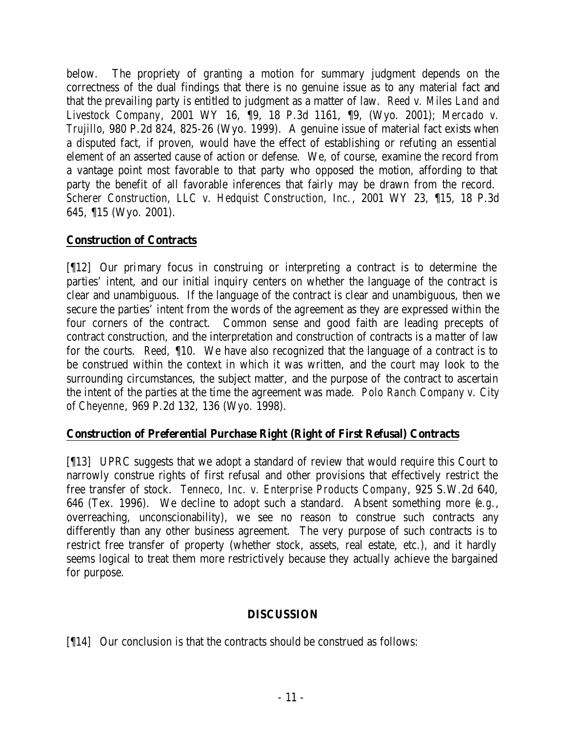below. The propriety of granting a motion for summary judgment depends on the correctness of the dual findings that there is no genuine issue as to any material fact and that the prevailing party is entitled to judgment as a matter of law. *Reed v. Miles Land and Livestock Company*, 2001 WY 16, ¶9, 18 P.3d 1161, ¶9, (Wyo. 2001); *Mercado v. Trujillo*, 980 P.2d 824, 825-26 (Wyo. 1999). A genuine issue of material fact exists when a disputed fact, if proven, would have the effect of establishing or refuting an essential element of an asserted cause of action or defense. We, of course, examine the record from a vantage point most favorable to that party who opposed the motion, affording to that party the benefit of all favorable inferences that fairly may be drawn from the record. *Scherer Construction, LLC v. Hedquist Construction, Inc.*, 2001 WY 23, ¶15, 18 P.3d 645, ¶15 (Wyo. 2001).

**Construction of Contracts**

[¶12] Our primary focus in construing or interpreting a contract is to determine the parties' intent, and our initial inquiry centers on whether the language of the contract is clear and unambiguous. If the language of the contract is clear and unambiguous, then we secure the parties' intent from the words of the agreement as they are expressed within the four corners of the contract. Common sense and good faith are leading precepts of contract construction, and the interpretation and construction of contracts is a matter of law for the courts. *Reed*, ¶10. We have also recognized that the language of a contract is to be construed within the context in which it was written, and the court may look to the surrounding circumstances, the subject matter, and the purpose of the contract to ascertain the intent of the parties at the time the agreement was made. *Polo Ranch Company v. City of Cheyenne*, 969 P.2d 132, 136 (Wyo. 1998).

**Construction of Preferential Purchase Right (Right of First Refusal) Contracts**

[¶13] UPRC suggests that we adopt a standard of review that would require this Court to narrowly construe rights of first refusal and other provisions that effectively restrict the free transfer of stock. *Tenneco, Inc. v. Enterprise Products Company*, 925 S.W.2d 640, 646 (Tex. 1996). We decline to adopt such a standard. Absent something more (*e.g.*, overreaching, unconscionability), we see no reason to construe such contracts any differently than any other business agreement. The very purpose of such contracts is to restrict free transfer of property (whether stock, assets, real estate, etc.), and it hardly seems logical to treat them more restrictively because they actually achieve the bargained for purpose.

**DISCUSSION**

[¶14] Our conclusion is that the contracts should be construed as follows: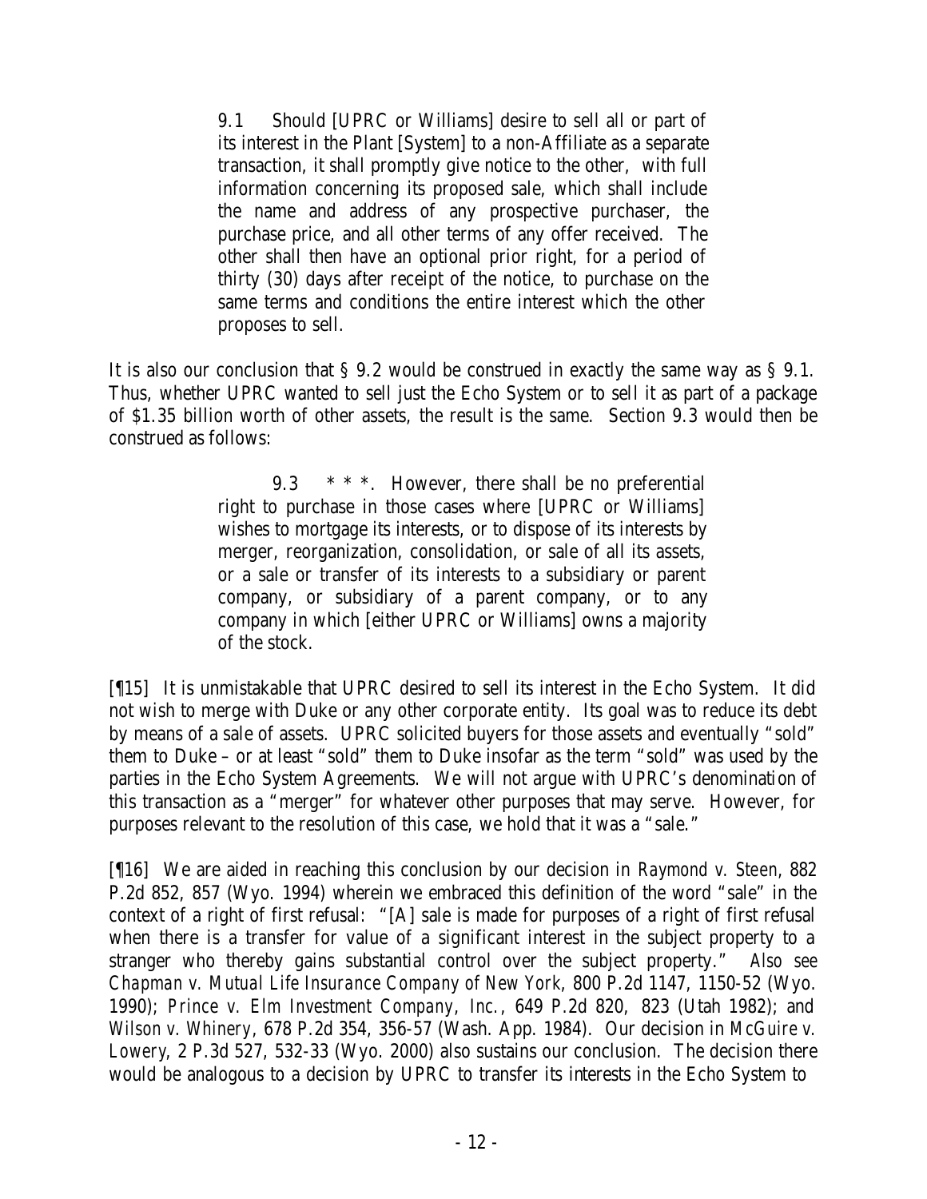> 9.1 Should [UPRC or Williams] desire to sell all or part of its interest in the Plant [System] to a non-Affiliate as a separate transaction, it shall promptly give notice to the other, with full information concerning its proposed sale, which shall include the name and address of any prospective purchaser, the purchase price, and all other terms of any offer received. The other shall then have an optional prior right, for a period of thirty (30) days after receipt of the notice, to purchase on the same terms and conditions the entire interest which the other proposes to sell.

It is also our conclusion that § 9.2 would be construed in exactly the same way as § 9.1. Thus, whether UPRC wanted to sell just the Echo System or to sell it as part of a package of $1.35 billion worth of other assets, the result is the same. Section 9.3 would then be construed as follows:

> 9.3 * * *. However, there shall be no preferential right to purchase in those cases where [UPRC or Williams] wishes to mortgage its interests, or to dispose of its interests by merger, reorganization, consolidation, or sale of all its assets, or a sale or transfer of its interests to a subsidiary or parent company, or subsidiary of a parent company, or to any company in which [either UPRC or Williams] owns a majority of the stock.

[¶15] It is unmistakable that UPRC desired to sell its interest in the Echo System. It did not wish to merge with Duke or any other corporate entity. Its goal was to reduce its debt by means of a sale of assets. UPRC solicited buyers for those assets and eventually "sold" them to Duke – or at least "sold" them to Duke insofar as the term "sold" was used by the parties in the Echo System Agreements. We will not argue with UPRC's denomination of this transaction as a "merger" for whatever other purposes that may serve. However, for purposes relevant to the resolution of this case, we hold that it was a "sale."

[¶16] We are aided in reaching this conclusion by our decision in *Raymond v. Steen*, 882 P.2d 852, 857 (Wyo. 1994) wherein we embraced this definition of the word "sale" in the context of a right of first refusal: "[A] sale is made for purposes of a right of first refusal when there is a transfer for value of a significant interest in the subject property to a stranger who thereby gains substantial control over the subject property." *Also see Chapman v. Mutual Life Insurance Company of New York*, 800 P.2d 1147, 1150-52 (Wyo. 1990); *Prince v. Elm Investment Company, Inc.*, 649 P.2d 820, 823 (Utah 1982); and *Wilson v. Whinery*, 678 P.2d 354, 356-57 (Wash. App. 1984). Our decision in *McGuire v. Lowery*, 2 P.3d 527, 532-33 (Wyo. 2000) also sustains our conclusion. The decision there would be analogous to a decision by UPRC to transfer its interests in the Echo System to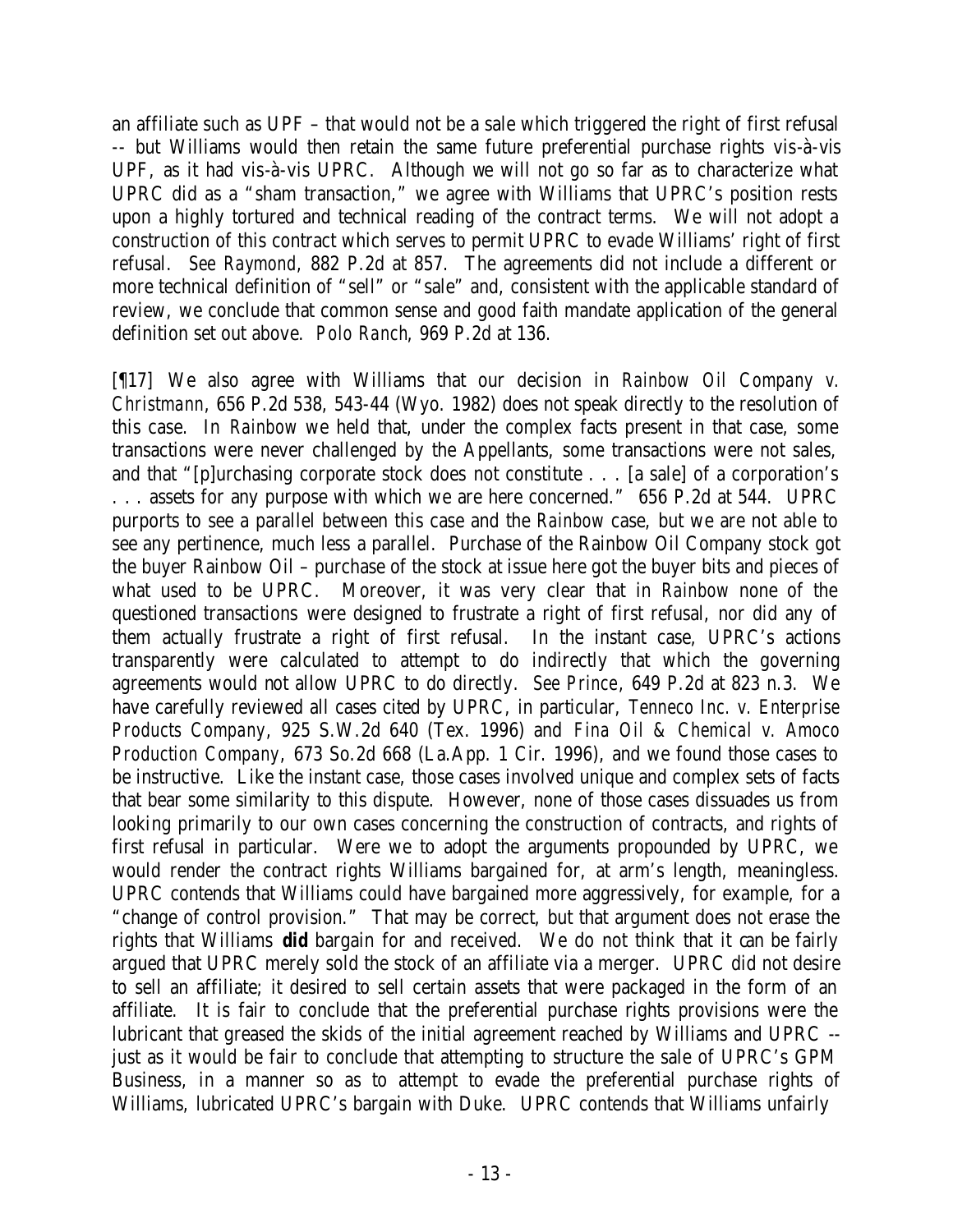an affiliate such as UPF – that would not be a sale which triggered the right of first refusal -- but Williams would then retain the same future preferential purchase rights vis-à-vis UPF, as it had vis-à-vis UPRC. Although we will not go so far as to characterize what UPRC did as a "sham transaction," we agree with Williams that UPRC's position rests upon a highly tortured and technical reading of the contract terms. We will not adopt a construction of this contract which serves to permit UPRC to evade Williams' right of first refusal. *See Raymond*, 882 P.2d at 857. The agreements did not include a different or more technical definition of "sell" or "sale" and, consistent with the applicable standard of review, we conclude that common sense and good faith mandate application of the general definition set out above. *Polo Ranch*, 969 P.2d at 136.

[¶17] We also agree with Williams that our decision in *Rainbow Oil Company v. Christmann*, 656 P.2d 538, 543-44 (Wyo. 1982) does not speak directly to the resolution of this case. In *Rainbow* we held that, under the complex facts present in that case, some transactions were never challenged by the Appellants, some transactions were not sales, and that "[p]urchasing corporate stock does not constitute . . . [a sale] of a corporation's . . . assets for any purpose with which we are here concerned." 656 P.2d at 544. UPRC purports to see a parallel between this case and the *Rainbow* case, but we are not able to see any pertinence, much less a parallel. Purchase of the Rainbow Oil Company stock got the buyer Rainbow Oil – purchase of the stock at issue here got the buyer bits and pieces of what used to be UPRC. Moreover, it was very clear that in *Rainbow* none of the questioned transactions were designed to frustrate a right of first refusal, nor did any of them actually frustrate a right of first refusal. In the instant case, UPRC's actions transparently were calculated to attempt to do indirectly that which the governing agreements would not allow UPRC to do directly. *See Prince*, 649 P.2d at 823 n.3. We have carefully reviewed all cases cited by UPRC, in particular, *Tenneco Inc. v. Enterprise Products Company*, 925 S.W.2d 640 (Tex. 1996) and *Fina Oil & Chemical v. Amoco Production Company*, 673 So.2d 668 (La.App. 1 Cir. 1996), and we found those cases to be instructive. Like the instant case, those cases involved unique and complex sets of facts that bear some similarity to this dispute. However, none of those cases dissuades us from looking primarily to our own cases concerning the construction of contracts, and rights of first refusal in particular. Were we to adopt the arguments propounded by UPRC, we would render the contract rights Williams bargained for, at arm's length, meaningless. UPRC contends that Williams could have bargained more aggressively, for example, for a "change of control provision." That may be correct, but that argument does not erase the rights that Williams **did** bargain for and received. We do not think that it can be fairly argued that UPRC merely sold the stock of an affiliate via a merger. UPRC did not desire to sell an affiliate; it desired to sell certain assets that were packaged in the form of an affiliate. It is fair to conclude that the preferential purchase rights provisions were the lubricant that greased the skids of the initial agreement reached by Williams and UPRC -- just as it would be fair to conclude that attempting to structure the sale of UPRC's GPM Business, in a manner so as to attempt to evade the preferential purchase rights of Williams, lubricated UPRC's bargain with Duke. UPRC contends that Williams unfairly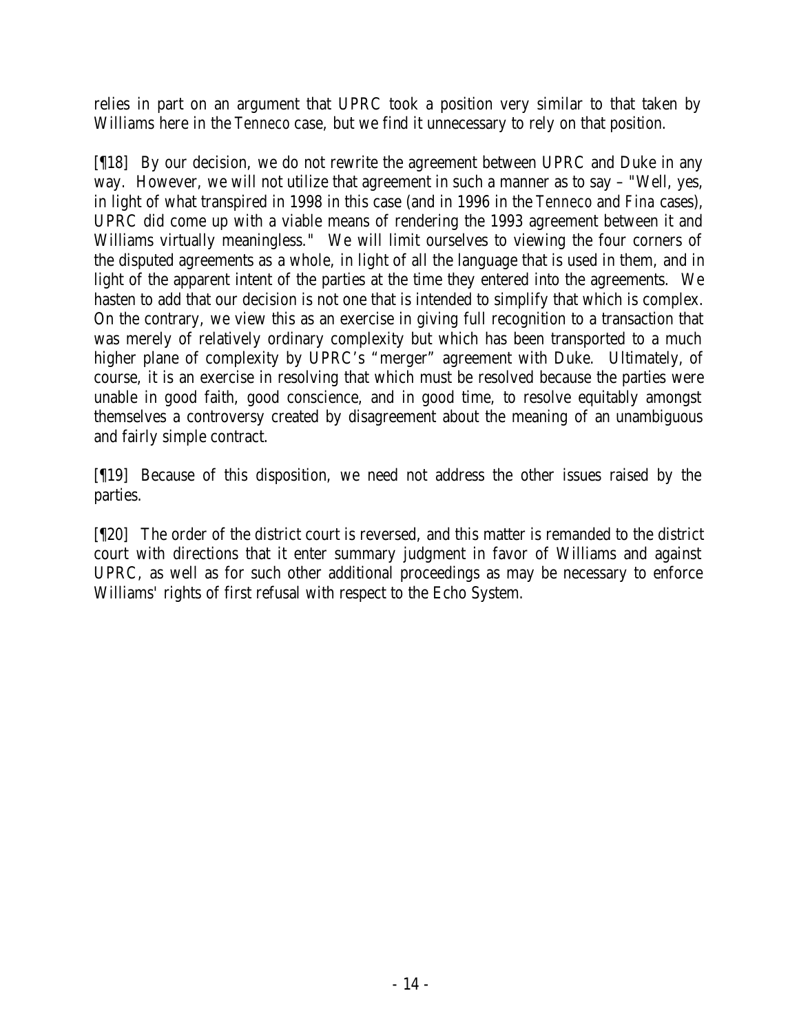relies in part on an argument that UPRC took a position very similar to that taken by Williams here in the *Tenneco* case, but we find it unnecessary to rely on that position.

[¶18] By our decision, we do not rewrite the agreement between UPRC and Duke in any way. However, we will not utilize that agreement in such a manner as to say – "Well, yes, in light of what transpired in 1998 in this case (and in 1996 in the *Tenneco* and *Fina* cases), UPRC did come up with a viable means of rendering the 1993 agreement between it and Williams virtually meaningless." We will limit ourselves to viewing the four corners of the disputed agreements as a whole, in light of all the language that is used in them, and in light of the apparent intent of the parties at the time they entered into the agreements. We hasten to add that our decision is not one that is intended to simplify that which is complex. On the contrary, we view this as an exercise in giving full recognition to a transaction that was merely of relatively ordinary complexity but which has been transported to a much higher plane of complexity by UPRC's "merger" agreement with Duke. Ultimately, of course, it is an exercise in resolving that which must be resolved because the parties were unable in good faith, good conscience, and in good time, to resolve equitably amongst themselves a controversy created by disagreement about the meaning of an unambiguous and fairly simple contract.

[¶19] Because of this disposition, we need not address the other issues raised by the parties.

[¶20] The order of the district court is reversed, and this matter is remanded to the district court with directions that it enter summary judgment in favor of Williams and against UPRC, as well as for such other additional proceedings as may be necessary to enforce Williams' rights of first refusal with respect to the Echo System.